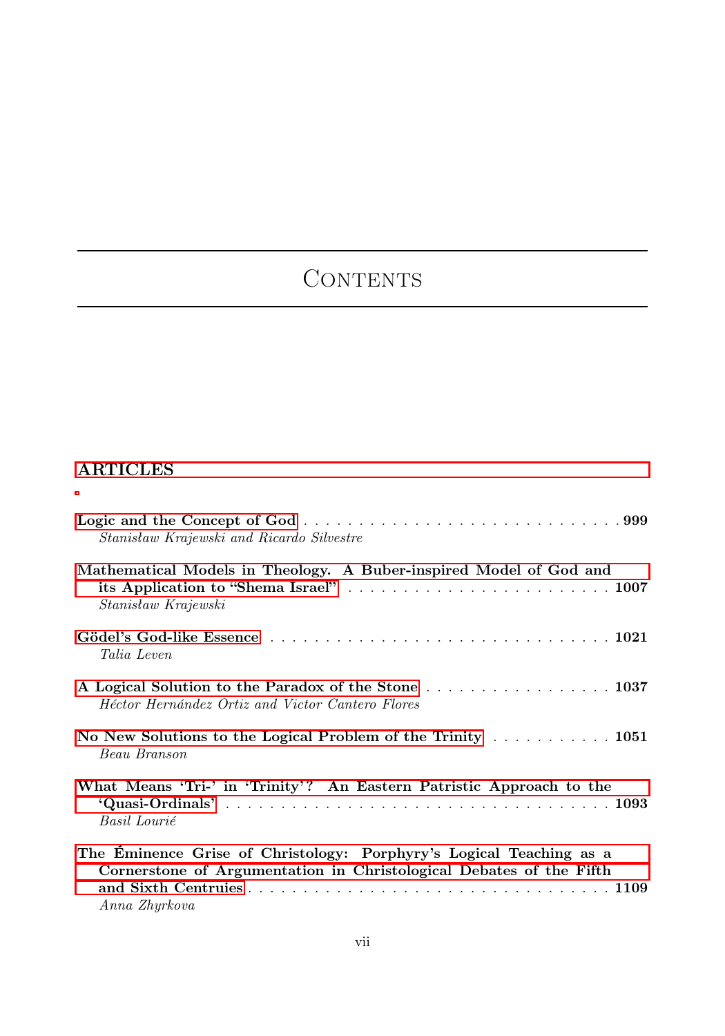# Contents

## ARTICLES

**Logic and the Concept of God** . . . . . . . . . . . . . . . . . . . . . . . . . . . . . . **999**
*Stanisław Krajewski and Ricardo Silvestre*

**Mathematical Models in Theology. A Buber-inspired Model of God and its Application to "Shema Israel"** . . . . . . . . . . . . . . . . . . . . . . . . **1007**
*Stanisław Krajewski*

**Gödel's God-like Essence** . . . . . . . . . . . . . . . . . . . . . . . . . . . . . . . **1021**
*Talia Leven*

**A Logical Solution to the Paradox of the Stone** . . . . . . . . . . . . . . . . . **1037**
*Héctor Hernández Ortiz and Victor Cantero Flores*

**No New Solutions to the Logical Problem of the Trinity** . . . . . . . . . . . **1051**
*Beau Branson*

**What Means 'Tri-' in 'Trinity'? An Eastern Patristic Approach to the 'Quasi-Ordinals'** . . . . . . . . . . . . . . . . . . . . . . . . . . . . . . . . . . . **1093**
*Basil Lourié*

**The Éminence Grise of Christology: Porphyry's Logical Teaching as a Cornerstone of Argumentation in Christological Debates of the Fifth and Sixth Centruies** . . . . . . . . . . . . . . . . . . . . . . . . . . . . . . . . **1109**
*Anna Zhyrkova*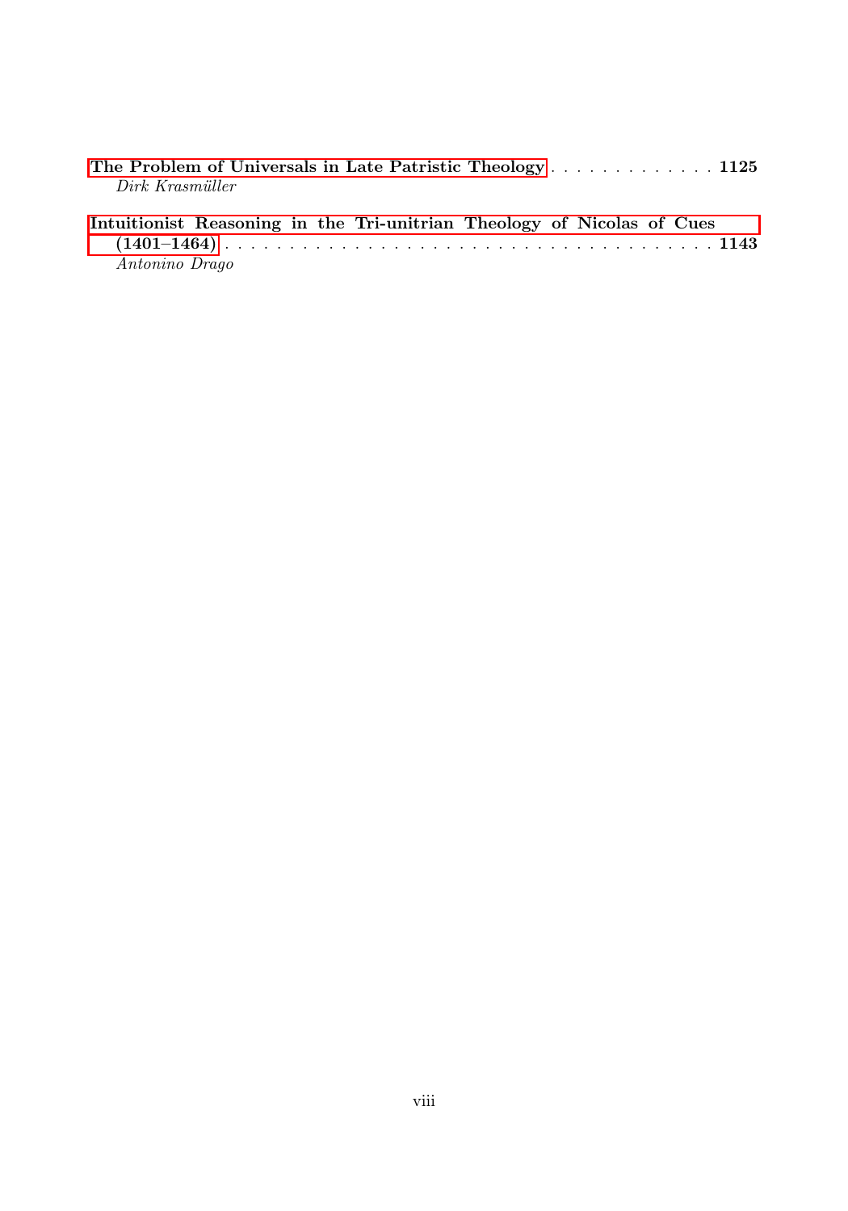**The Problem of Universals in Late Patristic Theology** . . . . . . . . . . . . . . **1125**
*Dirk Krasmüller*

**Intuitionist Reasoning in the Tri-unitrian Theology of Nicolas of Cues (1401–1464)** . . . . . . . . . . . . . . . . . . . . . . . . . . . . . . . . . . . . . . **1143**
*Antonino Drago*